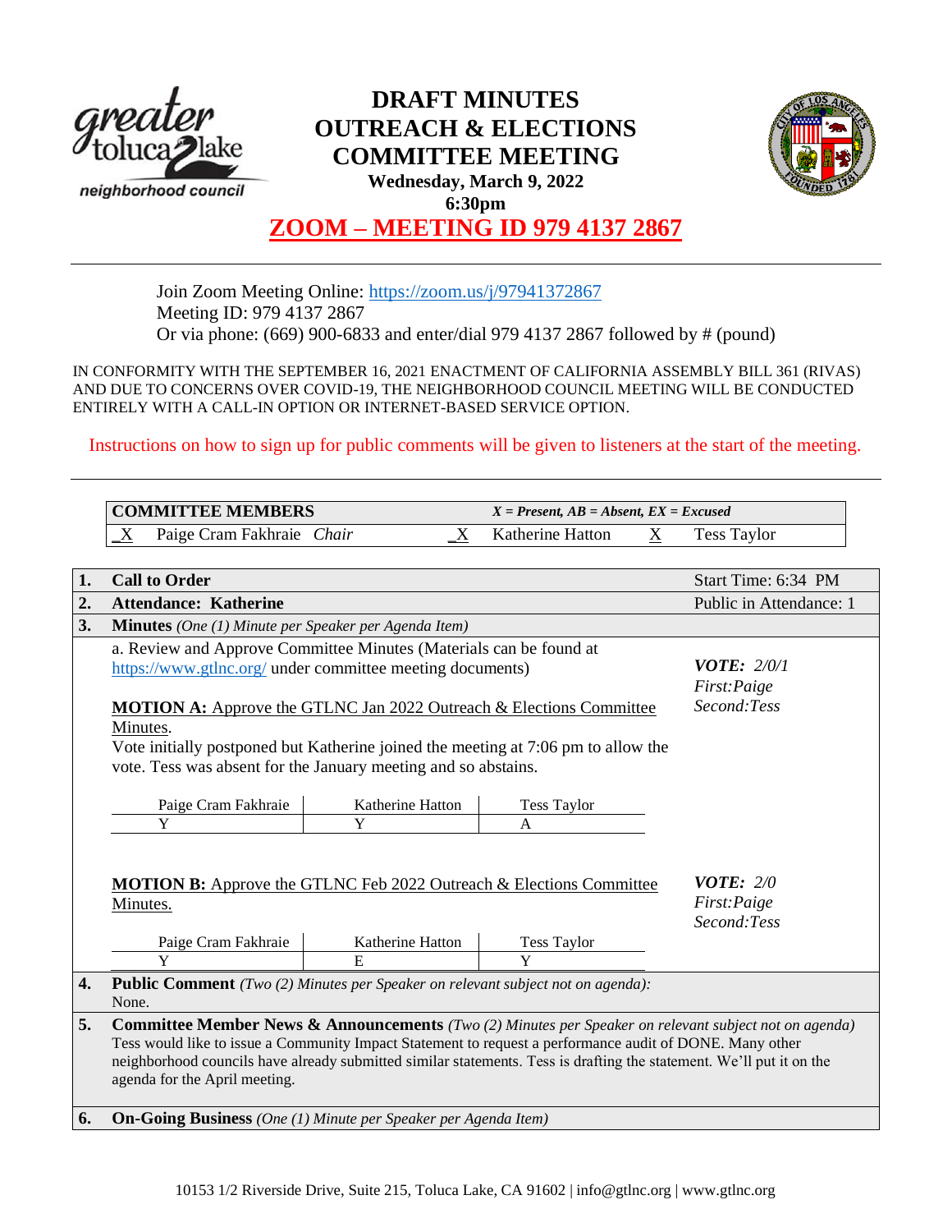# DRAFT MINUTES
# OUTREACH & ELECTIONS COMMITTEE MEETING

**Wednesday, March 9, 2022**
**6:30pm**

## ZOOM – MEETING ID 979 4137 2867

Join Zoom Meeting Online: https://zoom.us/j/97941372867
Meeting ID: 979 4137 2867
Or via phone: (669) 900-6833 and enter/dial 979 4137 2867 followed by # (pound)

IN CONFORMITY WITH THE SEPTEMBER 16, 2021 ENACTMENT OF CALIFORNIA ASSEMBLY BILL 361 (RIVAS) AND DUE TO CONCERNS OVER COVID-19, THE NEIGHBORHOOD COUNCIL MEETING WILL BE CONDUCTED ENTIRELY WITH A CALL-IN OPTION OR INTERNET-BASED SERVICE OPTION.

Instructions on how to sign up for public comments will be given to listeners at the start of the meeting.

| **COMMITTEE MEMBERS** | | *X = Present, AB = Absent, EX = Excused* | | |
|---|---|---|---|---|
| _X | Paige Cram Fakhraie *Chair* | _X Katherine Hatton | X | Tess Taylor |

| | | |
|---|---|---|
| **1.** | **Call to Order** | Start Time: 6:34 PM |
| **2.** | **Attendance: Katherine** | Public in Attendance: 1 |
| **3.** | **Minutes** *(One (1) Minute per Speaker per Agenda Item)* | |

a. Review and Approve Committee Minutes (Materials can be found at https://www.gtlnc.org/ under committee meeting documents)

**MOTION A:** Approve the GTLNC Jan 2022 Outreach & Elections Committee Minutes.
Vote initially postponed but Katherine joined the meeting at 7:06 pm to allow the vote. Tess was absent for the January meeting and so abstains.

***VOTE:** 2/0/1*
*First:Paige*
*Second:Tess*

| Paige Cram Fakhraie | Katherine Hatton | Tess Taylor |
|---|---|---|
| Y | Y | A |

**MOTION B:** Approve the GTLNC Feb 2022 Outreach & Elections Committee Minutes.

***VOTE:** 2/0*
*First:Paige*
*Second:Tess*

| Paige Cram Fakhraie | Katherine Hatton | Tess Taylor |
|---|---|---|
| Y | E | Y |

**4. Public Comment** *(Two (2) Minutes per Speaker on relevant subject not on agenda):*
None.

**5. Committee Member News & Announcements** *(Two (2) Minutes per Speaker on relevant subject not on agenda)*
Tess would like to issue a Community Impact Statement to request a performance audit of DONE. Many other neighborhood councils have already submitted similar statements. Tess is drafting the statement. We'll put it on the agenda for the April meeting.

**6. On-Going Business** *(One (1) Minute per Speaker per Agenda Item)*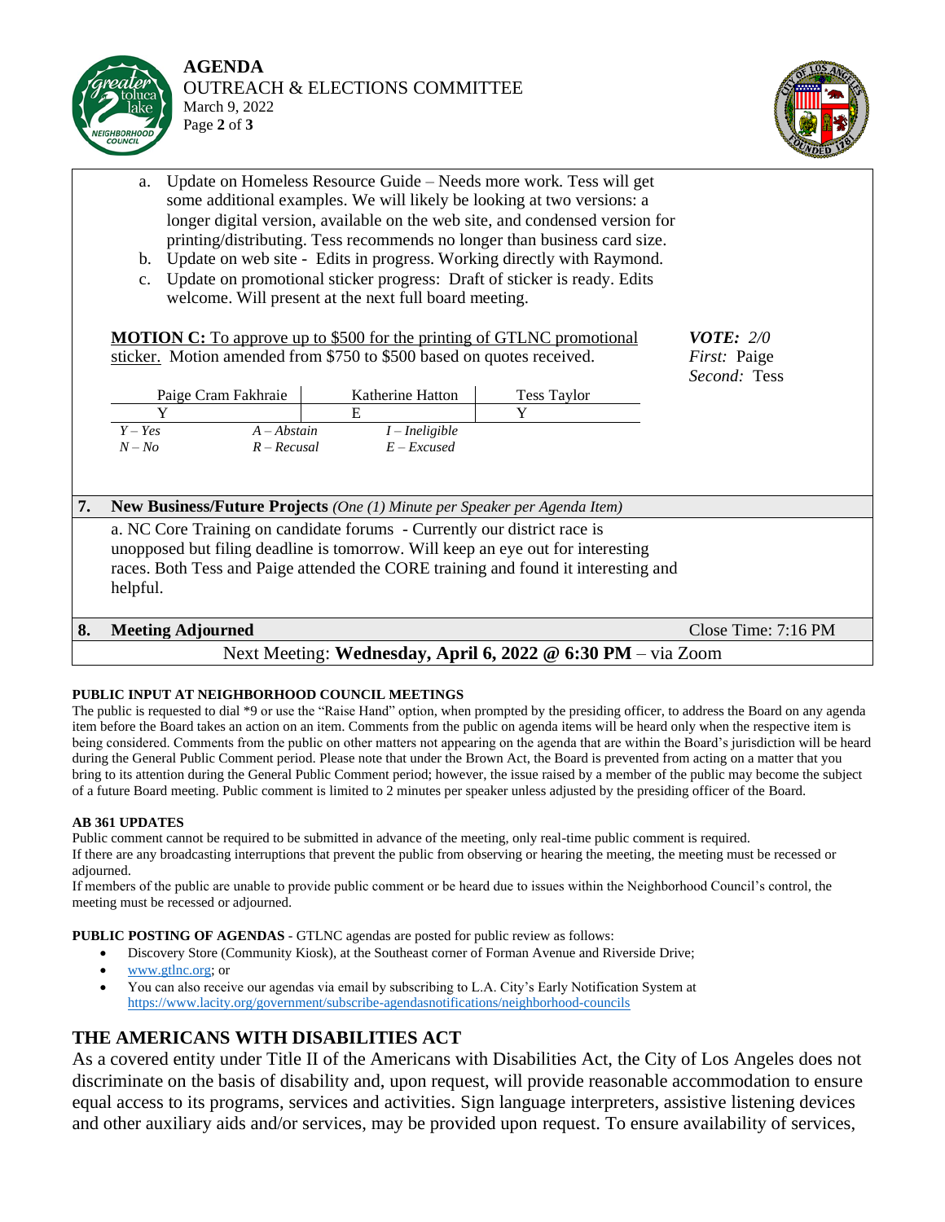a. Update on Homeless Resource Guide – Needs more work. Tess will get some additional examples. We will likely be looking at two versions: a longer digital version, available on the web site, and condensed version for printing/distributing. Tess recommends no longer than business card size.
b. Update on web site - Edits in progress. Working directly with Raymond.
c. Update on promotional sticker progress: Draft of sticker is ready. Edits welcome. Will present at the next full board meeting.

**MOTION C:** To approve up to $500 for the printing of GTLNC promotional sticker. Motion amended from $750 to $500 based on quotes received.

***VOTE:*** *2/0*
*First:* Paige
*Second:* Tess

| Paige Cram Fakhraie | Katherine Hatton | Tess Taylor |
|---|---|---|
| Y | E | Y |

*Y – Yes* *A – Abstain* *I – Ineligible*
*N – No* *R – Recusal* *E – Excused*

## 7. New Business/Future Projects *(One (1) Minute per Speaker per Agenda Item)*

a. NC Core Training on candidate forums - Currently our district race is unopposed but filing deadline is tomorrow. Will keep an eye out for interesting races. Both Tess and Paige attended the CORE training and found it interesting and helpful.

## 8. Meeting Adjourned

Close Time: 7:16 PM

Next Meeting: **Wednesday, April 6, 2022 @ 6:30 PM** – via Zoom

**PUBLIC INPUT AT NEIGHBORHOOD COUNCIL MEETINGS**
The public is requested to dial *9 or use the "Raise Hand" option, when prompted by the presiding officer, to address the Board on any agenda item before the Board takes an action on an item. Comments from the public on agenda items will be heard only when the respective item is being considered. Comments from the public on other matters not appearing on the agenda that are within the Board's jurisdiction will be heard during the General Public Comment period. Please note that under the Brown Act, the Board is prevented from acting on a matter that you bring to its attention during the General Public Comment period; however, the issue raised by a member of the public may become the subject of a future Board meeting. Public comment is limited to 2 minutes per speaker unless adjusted by the presiding officer of the Board.

**AB 361 UPDATES**
Public comment cannot be required to be submitted in advance of the meeting, only real-time public comment is required.
If there are any broadcasting interruptions that prevent the public from observing or hearing the meeting, the meeting must be recessed or adjourned.
If members of the public are unable to provide public comment or be heard due to issues within the Neighborhood Council's control, the meeting must be recessed or adjourned.

**PUBLIC POSTING OF AGENDAS** - GTLNC agendas are posted for public review as follows:

- Discovery Store (Community Kiosk), at the Southeast corner of Forman Avenue and Riverside Drive;
- www.gtlnc.org; or
- You can also receive our agendas via email by subscribing to L.A. City's Early Notification System at https://www.lacity.org/subscribe-agendasnotifications/neighborhood-councils

## THE AMERICANS WITH DISABILITIES ACT

As a covered entity under Title II of the Americans with Disabilities Act, the City of Los Angeles does not discriminate on the basis of disability and, upon request, will provide reasonable accommodation to ensure equal access to its programs, services and activities. Sign language interpreters, assistive listening devices and other auxiliary aids and/or services, may be provided upon request. To ensure availability of services,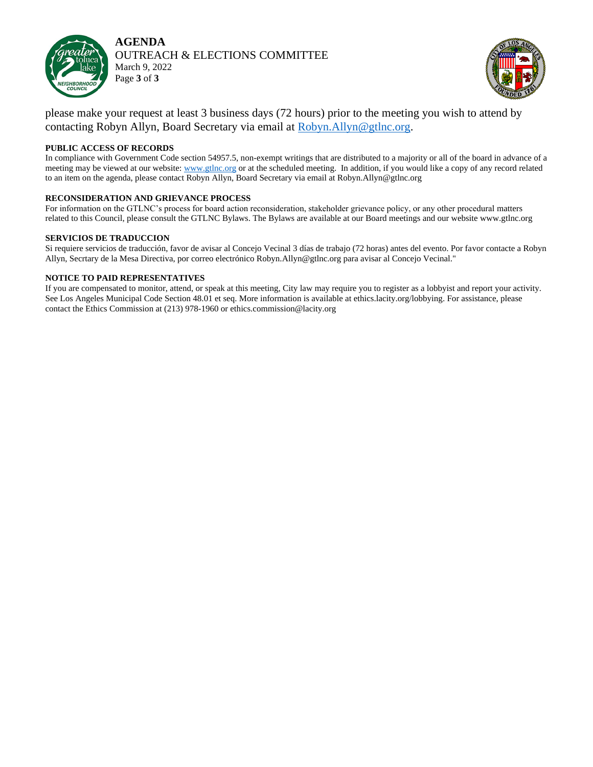please make your request at least 3 business days (72 hours) prior to the meeting you wish to attend by contacting Robyn Allyn, Board Secretary via email at Robyn.Allyn@gtlnc.org.

**PUBLIC ACCESS OF RECORDS**

In compliance with Government Code section 54957.5, non-exempt writings that are distributed to a majority or all of the board in advance of a meeting may be viewed at our website: www.gtlnc.org or at the scheduled meeting. In addition, if you would like a copy of any record related to an item on the agenda, please contact Robyn Allyn, Board Secretary via email at Robyn.Allyn@gtlnc.org

**RECONSIDERATION AND GRIEVANCE PROCESS**

For information on the GTLNC's process for board action reconsideration, stakeholder grievance policy, or any other procedural matters related to this Council, please consult the GTLNC Bylaws. The Bylaws are available at our Board meetings and our website www.gtlnc.org

**SERVICIOS DE TRADUCCION**

Si requiere servicios de traducción, favor de avisar al Concejo Vecinal 3 días de trabajo (72 horas) antes del evento. Por favor contacte a Robyn Allyn, Secrtary de la Mesa Directiva, por correo electrónico Robyn.Allyn@gtlnc.org para avisar al Concejo Vecinal."

**NOTICE TO PAID REPRESENTATIVES**

If you are compensated to monitor, attend, or speak at this meeting, City law may require you to register as a lobbyist and report your activity. See Los Angeles Municipal Code Section 48.01 et seq. More information is available at ethics.lacity.org/lobbying. For assistance, please contact the Ethics Commission at (213) 978-1960 or ethics.commission@lacity.org